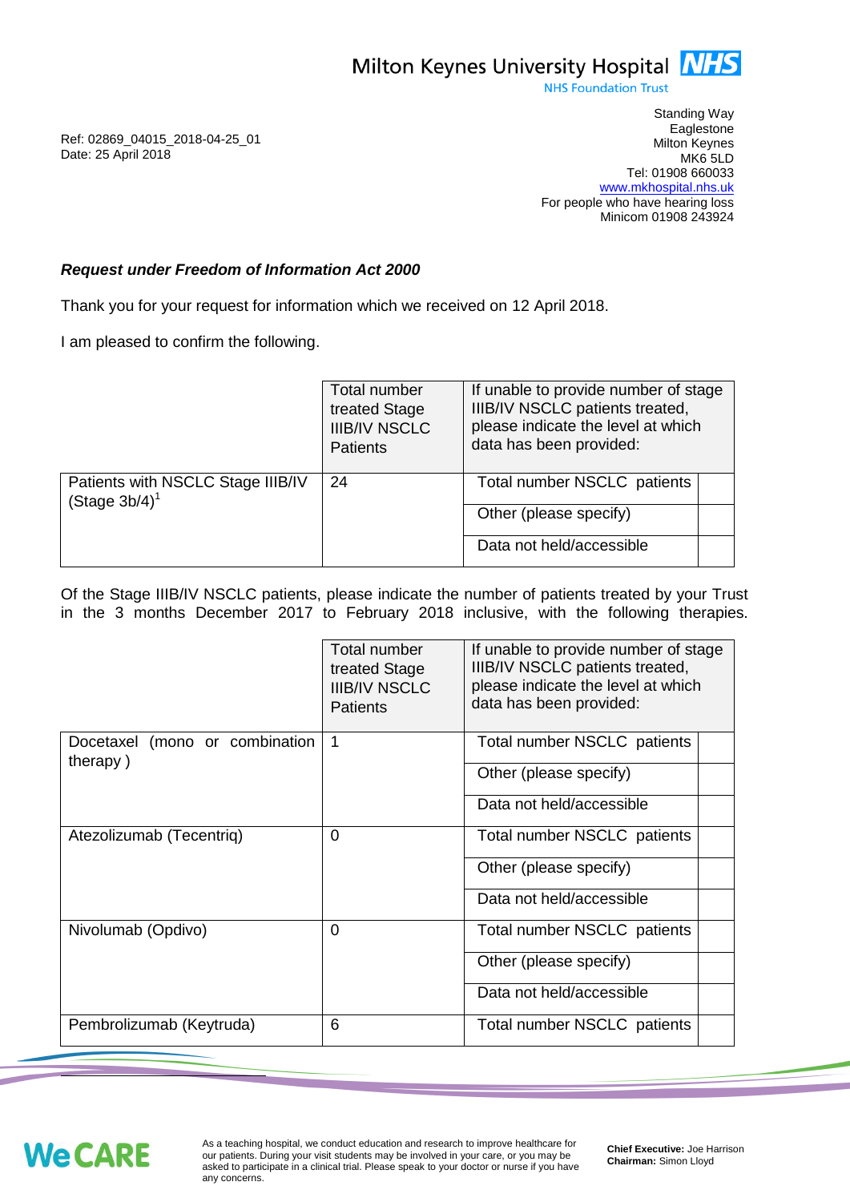Milton Keynes University Hospital NHS
NHS Foundation Trust

Standing Way
Eaglestone
Milton Keynes
MK6 5LD
Tel: 01908 660033
www.mkhospital.nhs.uk
For people who have hearing loss
Minicom 01908 243924

Ref: 02869_04015_2018-04-25_01
Date: 25 April 2018

***Request under Freedom of Information Act 2000***

Thank you for your request for information which we received on 12 April 2018.

I am pleased to confirm the following.

| | Total number treated Stage IIIB/IV NSCLC Patients | If unable to provide number of stage IIIB/IV NSCLC patients treated, please indicate the level at which data has been provided: | |
|---|---|---|---|
| Patients with NSCLC Stage IIIB/IV (Stage 3b/4)[1] | 24 | Total number NSCLC patients | |
| | | Other (please specify) | |
| | | Data not held/accessible | |

Of the Stage IIIB/IV NSCLC patients, please indicate the number of patients treated by your Trust in the 3 months December 2017 to February 2018 inclusive, with the following therapies.

| | Total number treated Stage IIIB/IV NSCLC Patients | If unable to provide number of stage IIIB/IV NSCLC patients treated, please indicate the level at which data has been provided: | |
|---|---|---|---|
| Docetaxel (mono or combination therapy ) | 1 | Total number NSCLC patients | |
| | | Other (please specify) | |
| | | Data not held/accessible | |
| Atezolizumab (Tecentriq) | 0 | Total number NSCLC patients | |
| | | Other (please specify) | |
| | | Data not held/accessible | |
| Nivolumab (Opdivo) | 0 | Total number NSCLC patients | |
| | | Other (please specify) | |
| | | Data not held/accessible | |
| Pembrolizumab (Keytruda) | 6 | Total number NSCLC patients | |

WeCARE

As a teaching hospital, we conduct education and research to improve healthcare for our patients. During your visit students may be involved in your care, or you may be asked to participate in a clinical trial. Please speak to your doctor or nurse if you have any concerns.

**Chief Executive:** Joe Harrison
**Chairman:** Simon Lloyd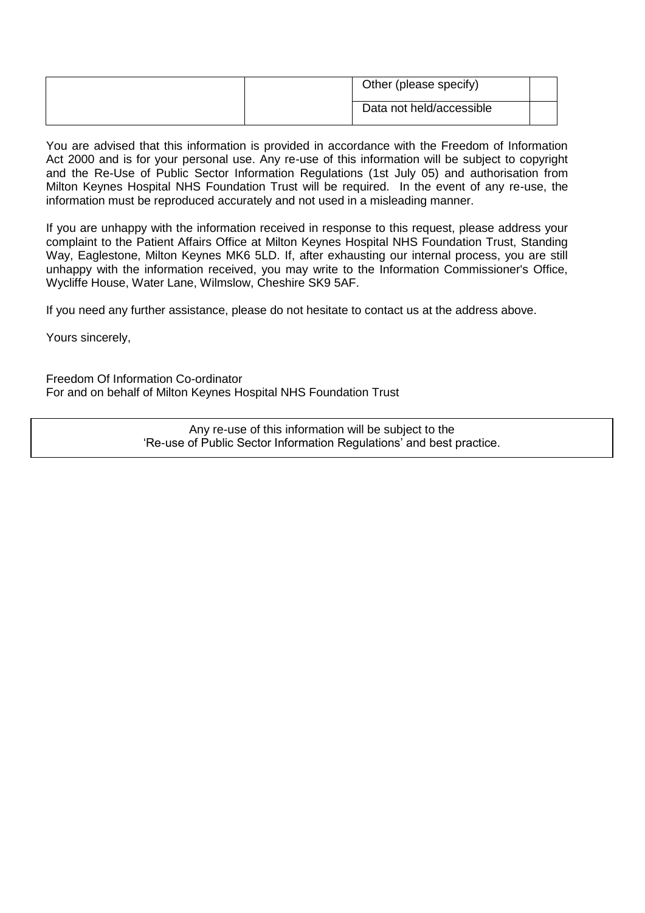| | | | |
|---|---|---|---|
| | | Other (please specify) | |
| | | Data not held/accessible | |

You are advised that this information is provided in accordance with the Freedom of Information Act 2000 and is for your personal use. Any re-use of this information will be subject to copyright and the Re-Use of Public Sector Information Regulations (1st July 05) and authorisation from Milton Keynes Hospital NHS Foundation Trust will be required. In the event of any re-use, the information must be reproduced accurately and not used in a misleading manner.

If you are unhappy with the information received in response to this request, please address your complaint to the Patient Affairs Office at Milton Keynes Hospital NHS Foundation Trust, Standing Way, Eaglestone, Milton Keynes MK6 5LD. If, after exhausting our internal process, you are still unhappy with the information received, you may write to the Information Commissioner's Office, Wycliffe House, Water Lane, Wilmslow, Cheshire SK9 5AF.

If you need any further assistance, please do not hesitate to contact us at the address above.

Yours sincerely,

Freedom Of Information Co-ordinator
For and on behalf of Milton Keynes Hospital NHS Foundation Trust

Any re-use of this information will be subject to the 'Re-use of Public Sector Information Regulations' and best practice.